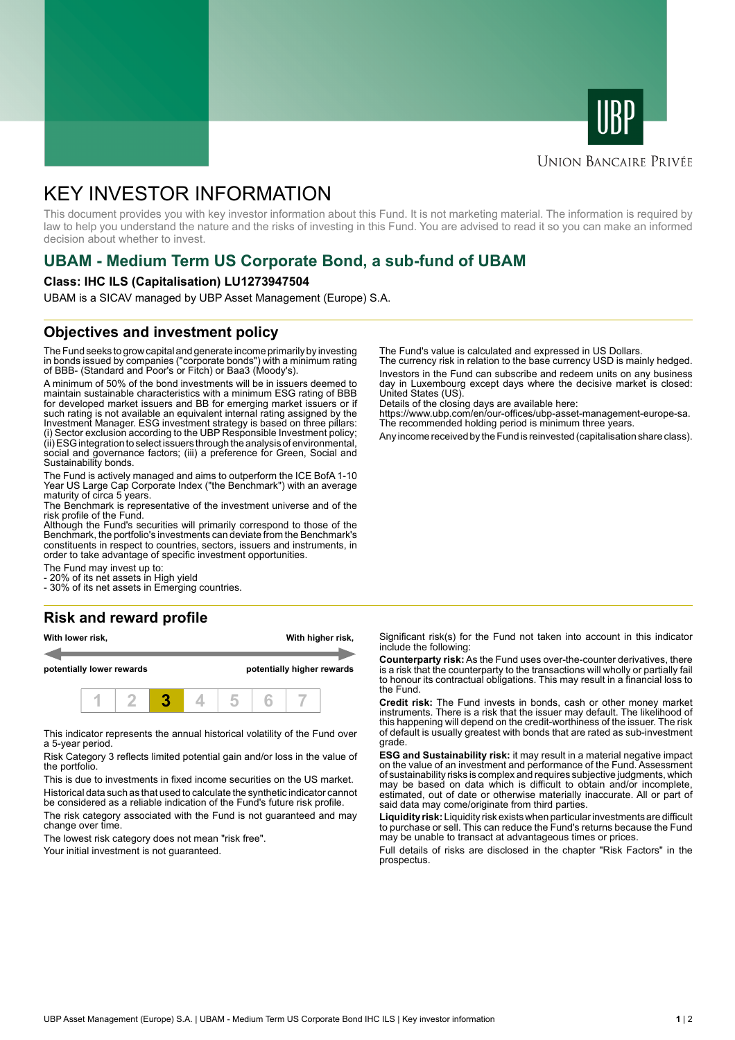UBP

UNION BANCAIRE PRIVÉE

# KEY INVESTOR INFORMATION

This document provides you with key investor information about this Fund. It is not marketing material. The information is required by law to help you understand the nature and the risks of investing in this Fund. You are advised to read it so you can make an informed decision about whether to invest.

## UBAM - Medium Term US Corporate Bond, a sub-fund of UBAM

**Class: IHC ILS (Capitalisation) LU1273947504**

UBAM is a SICAV managed by UBP Asset Management (Europe) S.A.

## Objectives and investment policy

The Fund seeks to grow capital and generate income primarily by investing in bonds issued by companies ("corporate bonds") with a minimum rating of BBB- (Standard and Poor's or Fitch) or Baa3 (Moody's).

A minimum of 50% of the bond investments will be in issuers deemed to maintain sustainable characteristics with a minimum ESG rating of BBB for developed market issuers and BB for emerging market issuers or if such rating is not available an equivalent internal rating assigned by the Investment Manager. ESG investment strategy is based on three pillars: (i) Sector exclusion according to the UBP Responsible Investment policy; (ii) ESG integration to select issuers through the analysis of environmental, social and governance factors; (iii) a preference for Green, Social and Sustainability bonds.

The Fund is actively managed and aims to outperform the ICE BofA 1-10 Year US Large Cap Corporate Index ("the Benchmark") with an average maturity of circa 5 years.

The Benchmark is representative of the investment universe and of the risk profile of the Fund.

Although the Fund's securities will primarily correspond to those of the Benchmark, the portfolio's investments can deviate from the Benchmark's constituents in respect to countries, sectors, issuers and instruments, in order to take advantage of specific investment opportunities.

The Fund may invest up to:
- 20% of its net assets in High yield
- 30% of its net assets in Emerging countries.

The Fund's value is calculated and expressed in US Dollars.
The currency risk in relation to the base currency USD is mainly hedged.

Investors in the Fund can subscribe and redeem units on any business day in Luxembourg except days where the decisive market is closed: United States (US).

Details of the closing days are available here:
https://www.ubp.com/en/our-offices/ubp-asset-management-europe-sa.
The recommended holding period is minimum three years.

Any income received by the Fund is reinvested (capitalisation share class).

## Risk and reward profile

**With lower risk,** **potentially lower rewards** — **With higher risk,** **potentially higher rewards**

| 1 | 2 | **3** | 4 | 5 | 6 | 7 |
|---|---|---|---|---|---|---|

This indicator represents the annual historical volatility of the Fund over a 5-year period.

Risk Category 3 reflects limited potential gain and/or loss in the value of the portfolio.

This is due to investments in fixed income securities on the US market.

Historical data such as that used to calculate the synthetic indicator cannot be considered as a reliable indication of the Fund's future risk profile.

The risk category associated with the Fund is not guaranteed and may change over time.

The lowest risk category does not mean "risk free".

Your initial investment is not guaranteed.

Significant risk(s) for the Fund not taken into account in this indicator include the following:

**Counterparty risk:** As the Fund uses over-the-counter derivatives, there is a risk that the counterparty to the transactions will wholly or partially fail to honour its contractual obligations. This may result in a financial loss to the Fund.

**Credit risk:** The Fund invests in bonds, cash or other money market instruments. There is a risk that the issuer may default. The likelihood of this happening will depend on the credit-worthiness of the issuer. The risk of default is usually greatest with bonds that are rated as sub-investment grade.

**ESG and Sustainability risk:** it may result in a material negative impact on the value of an investment and performance of the Fund. Assessment of sustainability risks is complex and requires subjective judgments, which may be based on data which is difficult to obtain and/or incomplete, estimated, out of date or otherwise materially inaccurate. All or part of said data may come/originate from third parties.

**Liquidity risk:** Liquidity risk exists when particular investments are difficult to purchase or sell. This can reduce the Fund's returns because the Fund may be unable to transact at advantageous times or prices.

Full details of risks are disclosed in the chapter "Risk Factors" in the prospectus.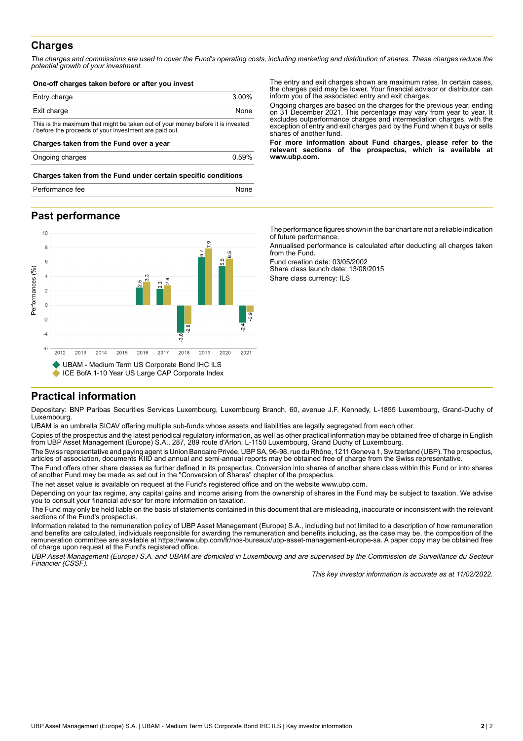## Charges

*The charges and commissions are used to cover the Fund's operating costs, including marketing and distribution of shares. These charges reduce the potential growth of your investment.*

| **One-off charges taken before or after you invest** | |
|---|---|
| Entry charge | 3.00% |
| Exit charge | None |

This is the maximum that might be taken out of your money before it is invested / before the proceeds of your investment are paid out.

| **Charges taken from the Fund over a year** | |
|---|---|
| Ongoing charges | 0.59% |

| **Charges taken from the Fund under certain specific conditions** | |
|---|---|
| Performance fee | None |

The entry and exit charges shown are maximum rates. In certain cases, the charges paid may be lower. Your financial advisor or distributor can inform you of the associated entry and exit charges.

Ongoing charges are based on the charges for the previous year, ending on 31 December 2021. This percentage may vary from year to year. It excludes outperformance charges and intermediation charges, with the exception of entry and exit charges paid by the Fund when it buys or sells shares of another fund.

**For more information about Fund charges, please refer to the relevant sections of the prospectus, which is available at www.ubp.com.**

## Past performance

Performances (%)

10, 8, 6, 4, 2, 0, -2, -4, -6

2012, 2013, 2014, 2015, 2016, 2017, 2018, 2019, 2020, 2021

2.5, 3.3, 2.3, 2.8, -3.8, -2.6, 6.7, 7.9, 5.5, 6.5, -2.4, -0.9

UBAM - Medium Term US Corporate Bond IHC ILS

ICE BofA 1-10 Year US Large CAP Corporate Index

The performance figures shown in the bar chart are not a reliable indication of future performance.

Annualised performance is calculated after deducting all charges taken from the Fund.

Fund creation date: 03/05/2002
Share class launch date: 13/08/2015
Share class currency: ILS

## Practical information

Depositary: BNP Paribas Securities Services Luxembourg, Luxembourg Branch, 60, avenue J.F. Kennedy, L-1855 Luxembourg, Grand-Duchy of Luxembourg.

UBAM is an umbrella SICAV offering multiple sub-funds whose assets and liabilities are legally segregated from each other.

Copies of the prospectus and the latest periodical regulatory information, as well as other practical information may be obtained free of charge in English from UBP Asset Management (Europe) S.A., 287, 289 route d'Arlon, L-1150 Luxembourg, Grand Duchy of Luxembourg.

The Swiss representative and paying agent is Union Bancaire Privée, UBP SA, 96-98, rue du Rhône, 1211 Geneva 1, Switzerland (UBP). The prospectus, articles of association, documents KIID and semi-annual reports may be obtained free of charge from the Swiss representative.

The Fund offers other share classes as further defined in its prospectus. Conversion into shares of another share class within this Fund or into shares of another Fund may be made as set out in the "Conversion of Shares" chapter of the prospectus.

The net asset value is available on request at the Fund's registered office and on the website www.ubp.com.

Depending on your tax regime, any capital gains and income arising from the ownership of shares in the Fund may be subject to taxation. We advise you to consult your financial advisor for more information on taxation.

The Fund may only be held liable on the basis of statements contained in this document that are misleading, inaccurate or inconsistent with the relevant sections of the Fund's prospectus.

Information related to the remuneration policy of UBP Asset Management (Europe) S.A., including but not limited to a description of how remuneration and benefits are calculated, individuals responsible for awarding the remuneration and benefits including, as the case may be, the composition of the remuneration committee are available at https://www.ubp.com/fr/nos-bureaux/ubp-asset-management-europe-sa. A paper copy may be obtained free of charge upon request at the Fund's registered office.

*UBP Asset Management (Europe) S.A. and UBAM are domiciled in Luxembourg and are supervised by the Commission de Surveillance du Secteur Financier (CSSF).*

*This key investor information is accurate as at 11/02/2022.*